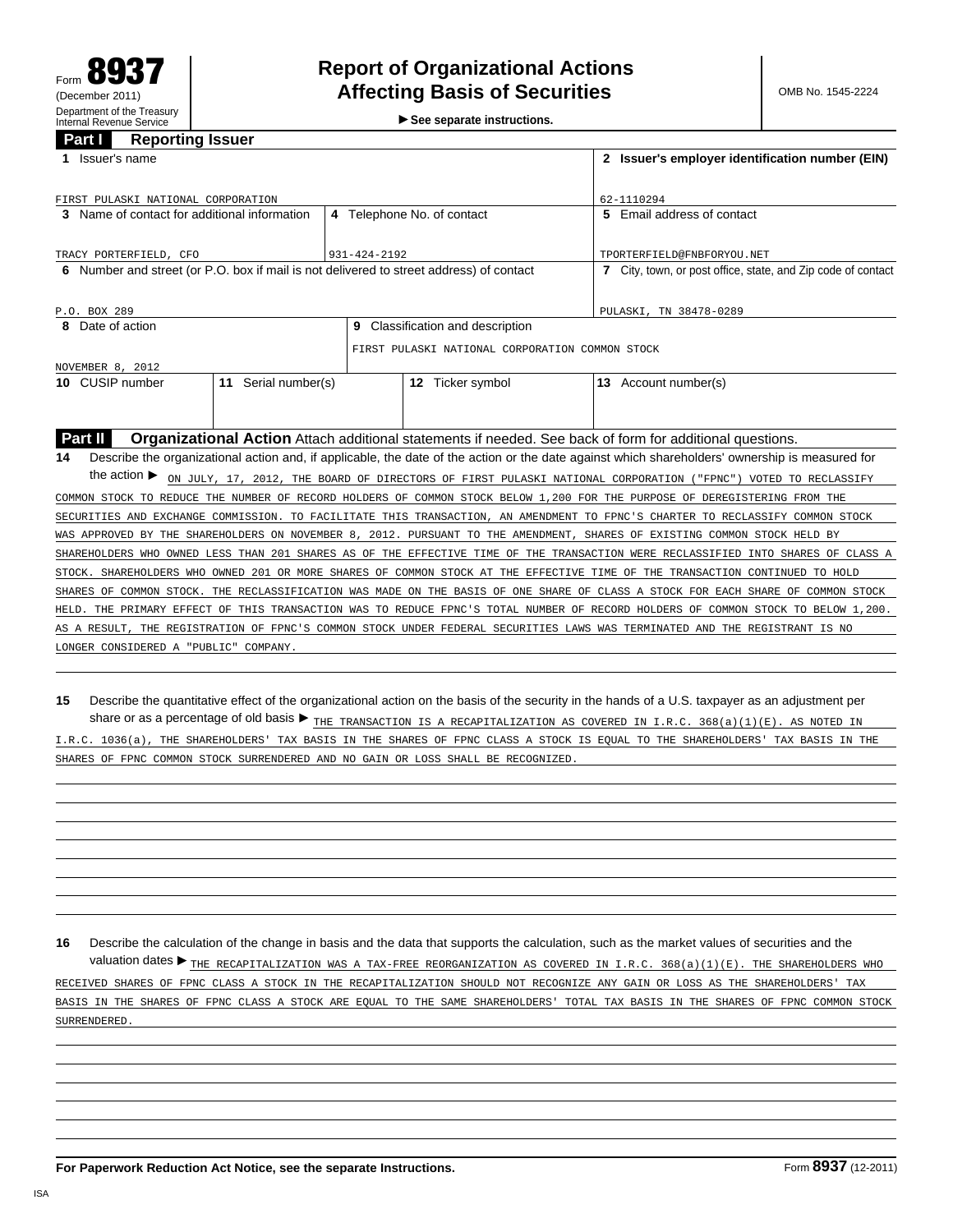Form **8937**
(December 2011)
Department of the Treasury
Internal Revenue Service

# Report of Organizational Actions Affecting Basis of Securities

► See separate instructions.

OMB No. 1545-2224

## Part I Reporting Issuer

| Field | Value |
|---|---|
| 1 Issuer's name | FIRST PULASKI NATIONAL CORPORATION |
| 2 Issuer's employer identification number (EIN) | 62-1110294 |
| 3 Name of contact for additional information | TRACY PORTERFIELD, CFO |
| 4 Telephone No. of contact | 931-424-2192 |
| 5 Email address of contact | TPORTERFIELD@FNBFORYOU.NET |
| 6 Number and street (or P.O. box if mail is not delivered to street address) of contact | P.O. BOX 289 |
| 7 City, town, or post office, state, and Zip code of contact | PULASKI, TN 38478-0289 |
| 8 Date of action | NOVEMBER 8, 2012 |
| 9 Classification and description | FIRST PULASKI NATIONAL CORPORATION COMMON STOCK |
| 10 CUSIP number | |
| 11 Serial number(s) | |
| 12 Ticker symbol | |
| 13 Account number(s) | |

## Part II Organizational Action

Attach additional statements if needed. See back of form for additional questions.

**14** Describe the organizational action and, if applicable, the date of the action or the date against which shareholders' ownership is measured for the action ► ON JULY, 17, 2012, THE BOARD OF DIRECTORS OF FIRST PULASKI NATIONAL CORPORATION ("FPNC") VOTED TO RECLASSIFY COMMON STOCK TO REDUCE THE NUMBER OF RECORD HOLDERS OF COMMON STOCK BELOW 1,200 FOR THE PURPOSE OF DEREGISTERING FROM THE SECURITIES AND EXCHANGE COMMISSION. TO FACILITATE THIS TRANSACTION, AN AMENDMENT TO FPNC'S CHARTER TO RECLASSIFY COMMON STOCK WAS APPROVED BY THE SHAREHOLDERS ON NOVEMBER 8, 2012. PURSUANT TO THE AMENDMENT, SHARES OF EXISTING COMMON STOCK HELD BY SHAREHOLDERS WHO OWNED LESS THAN 201 SHARES AS OF THE EFFECTIVE TIME OF THE TRANSACTION WERE RECLASSIFIED INTO SHARES OF CLASS A STOCK. SHAREHOLDERS WHO OWNED 201 OR MORE SHARES OF COMMON STOCK AT THE EFFECTIVE TIME OF THE TRANSACTION CONTINUED TO HOLD SHARES OF COMMON STOCK. THE RECLASSIFICATION WAS MADE ON THE BASIS OF ONE SHARE OF CLASS A STOCK FOR EACH SHARE OF COMMON STOCK HELD. THE PRIMARY EFFECT OF THIS TRANSACTION WAS TO REDUCE FPNC'S TOTAL NUMBER OF RECORD HOLDERS OF COMMON STOCK TO BELOW 1,200. AS A RESULT, THE REGISTRATION OF FPNC'S COMMON STOCK UNDER FEDERAL SECURITIES LAWS WAS TERMINATED AND THE REGISTRANT IS NO LONGER CONSIDERED A "PUBLIC" COMPANY.

**15** Describe the quantitative effect of the organizational action on the basis of the security in the hands of a U.S. taxpayer as an adjustment per share or as a percentage of old basis ► THE TRANSACTION IS A RECAPITALIZATION AS COVERED IN I.R.C. 368(a)(1)(E). AS NOTED IN I.R.C. 1036(a), THE SHAREHOLDERS' TAX BASIS IN THE SHARES OF FPNC CLASS A STOCK IS EQUAL TO THE SHAREHOLDERS' TAX BASIS IN THE SHARES OF FPNC COMMON STOCK SURRENDERED AND NO GAIN OR LOSS SHALL BE RECOGNIZED.

**16** Describe the calculation of the change in basis and the data that supports the calculation, such as the market values of securities and the valuation dates ► THE RECAPITALIZATION WAS A TAX-FREE REORGANIZATION AS COVERED IN I.R.C. 368(a)(1)(E). THE SHAREHOLDERS WHO RECEIVED SHARES OF FPNC CLASS A STOCK IN THE RECAPITALIZATION SHOULD NOT RECOGNIZE ANY GAIN OR LOSS AS THE SHAREHOLDERS' TAX BASIS IN THE SHARES OF FPNC CLASS A STOCK ARE EQUAL TO THE SAME SHAREHOLDERS' TOTAL TAX BASIS IN THE SHARES OF FPNC COMMON STOCK SURRENDERED.

**For Paperwork Reduction Act Notice, see the separate Instructions.** Form **8937** (12-2011)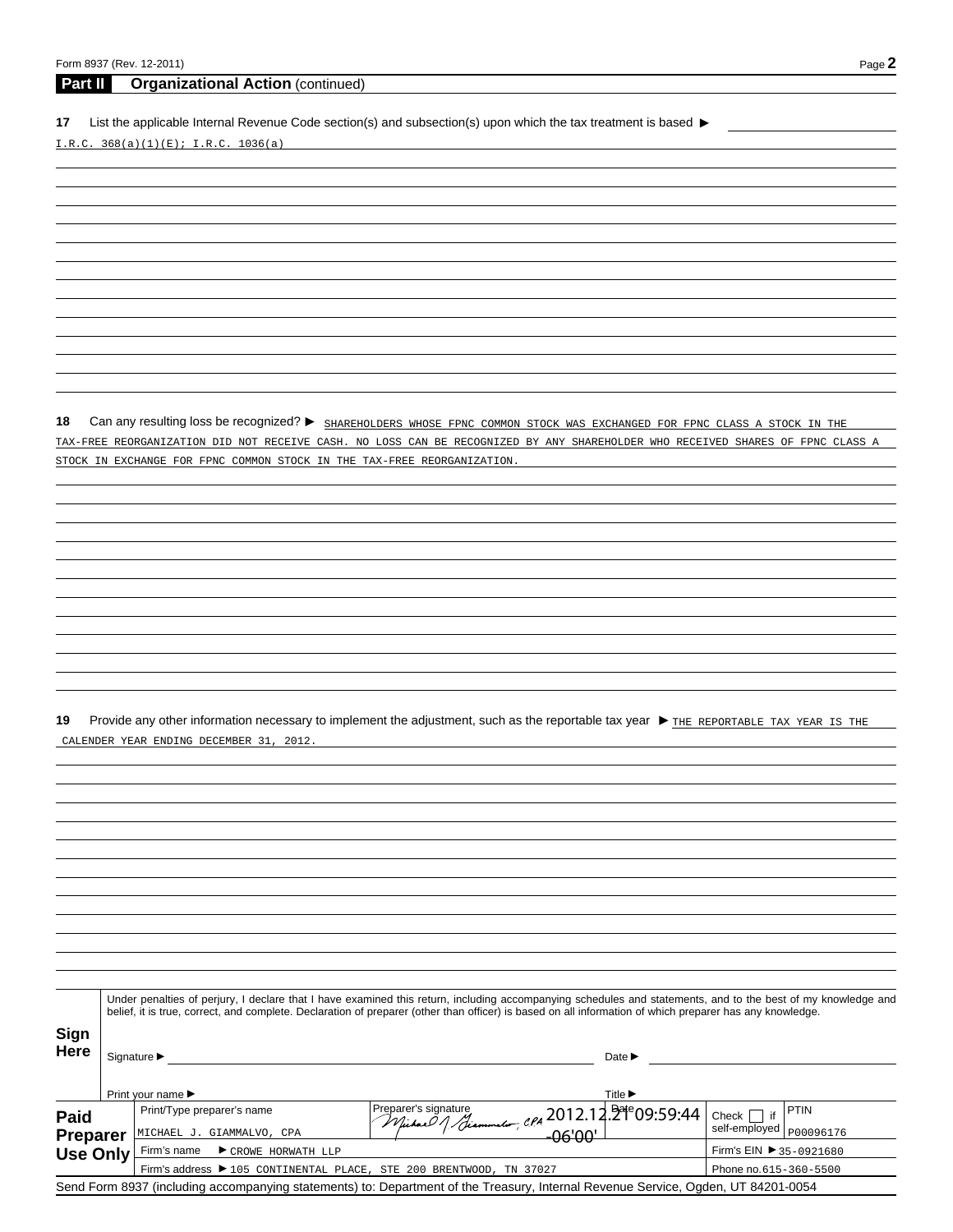Form 8937 (Rev. 12-2011)

## Part II Organizational Action (continued)

**17** List the applicable Internal Revenue Code section(s) and subsection(s) upon which the tax treatment is based ►

I.R.C. 368(a)(1)(E); I.R.C. 1036(a)

**18** Can any resulting loss be recognized? ► SHAREHOLDERS WHOSE FPNC COMMON STOCK WAS EXCHANGED FOR FPNC CLASS A STOCK IN THE TAX-FREE REORGANIZATION DID NOT RECEIVE CASH. NO LOSS CAN BE RECOGNIZED BY ANY SHAREHOLDER WHO RECEIVED SHARES OF FPNC CLASS A STOCK IN EXCHANGE FOR FPNC COMMON STOCK IN THE TAX-FREE REORGANIZATION.

**19** Provide any other information necessary to implement the adjustment, such as the reportable tax year ► THE REPORTABLE TAX YEAR IS THE CALENDER YEAR ENDING DECEMBER 31, 2012.

**Sign Here**

Under penalties of perjury, I declare that I have examined this return, including accompanying schedules and statements, and to the best of my knowledge and belief, it is true, correct, and complete. Declaration of preparer (other than officer) is based on all information of which preparer has any knowledge.

Signature ► Date ►

Print your name ► Title ►

**Paid Preparer Use Only**

| Print/Type preparer's name | Preparer's signature | Date | Check ☐ if self-employed | PTIN |
|---|---|---|---|---|
| MICHAEL J. GIAMMALVO, CPA | Michael J. Giammalvo, CPA 2012.12.21 09:59:44 -06'00' | | | P00096176 |
| Firm's name ► CROWE HORWATH LLP | | | Firm's EIN ► 35-0921680 | |
| Firm's address ► 105 CONTINENTAL PLACE, STE 200 BRENTWOOD, TN 37027 | | | Phone no. 615-360-5500 | |

Send Form 8937 (including accompanying statements) to: Department of the Treasury, Internal Revenue Service, Ogden, UT 84201-0054